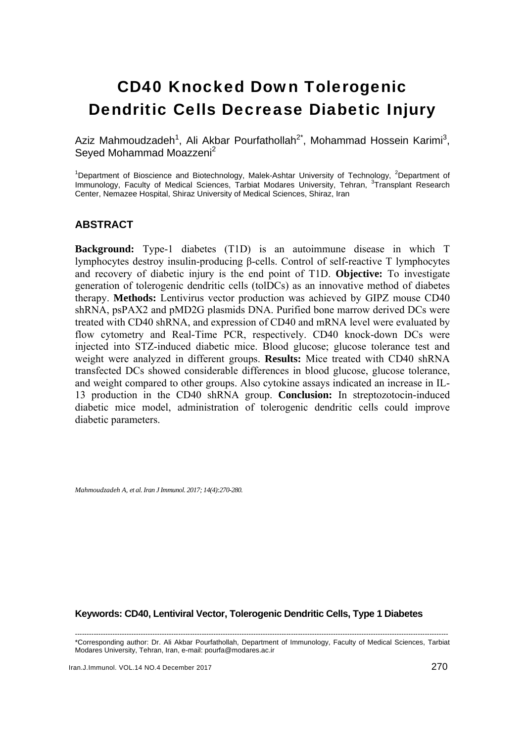# CD40 Knocked Down Tolerogenic Dendritic Cells Decrease Diabetic Injury

Aziz Mahmoudzadeh[1], Ali Akbar Pourfathollah[2*], Mohammad Hossein Karimi[3], Seyed Mohammad Moazzeni[2]

[1]Department of Bioscience and Biotechnology, Malek-Ashtar University of Technology, [2]Department of Immunology, Faculty of Medical Sciences, Tarbiat Modares University, Tehran, [3]Transplant Research Center, Nemazee Hospital, Shiraz University of Medical Sciences, Shiraz, Iran

## ABSTRACT

**Background:** Type-1 diabetes (T1D) is an autoimmune disease in which T lymphocytes destroy insulin-producing β-cells. Control of self-reactive T lymphocytes and recovery of diabetic injury is the end point of T1D. **Objective:** To investigate generation of tolerogenic dendritic cells (tolDCs) as an innovative method of diabetes therapy. **Methods:** Lentivirus vector production was achieved by GIPZ mouse CD40 shRNA, psPAX2 and pMD2G plasmids DNA. Purified bone marrow derived DCs were treated with CD40 shRNA, and expression of CD40 and mRNA level were evaluated by flow cytometry and Real-Time PCR, respectively. CD40 knock-down DCs were injected into STZ-induced diabetic mice. Blood glucose; glucose tolerance test and weight were analyzed in different groups. **Results:** Mice treated with CD40 shRNA transfected DCs showed considerable differences in blood glucose, glucose tolerance, and weight compared to other groups. Also cytokine assays indicated an increase in IL-13 production in the CD40 shRNA group. **Conclusion:** In streptozotocin-induced diabetic mice model, administration of tolerogenic dendritic cells could improve diabetic parameters.

*Mahmoudzadeh A, et al. Iran J Immunol. 2017; 14(4):270-280.*

**Keywords: CD40, Lentiviral Vector, Tolerogenic Dendritic Cells, Type 1 Diabetes**

---

*Corresponding author: Dr. Ali Akbar Pourfathollah, Department of Immunology, Faculty of Medical Sciences, Tarbiat Modares University, Tehran, Iran, e-mail: pourfa@modares.ac.ir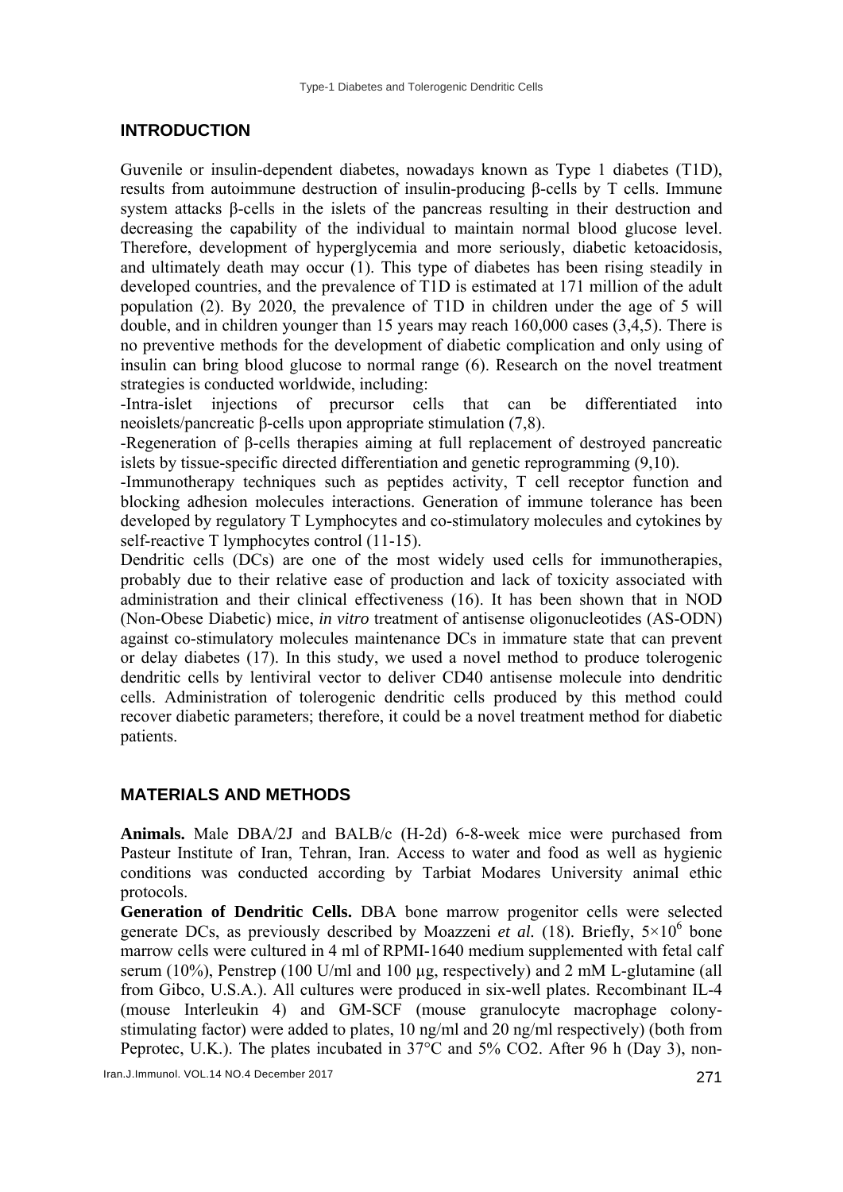## INTRODUCTION

Guvenile or insulin-dependent diabetes, nowadays known as Type 1 diabetes (T1D), results from autoimmune destruction of insulin-producing β-cells by T cells. Immune system attacks β-cells in the islets of the pancreas resulting in their destruction and decreasing the capability of the individual to maintain normal blood glucose level. Therefore, development of hyperglycemia and more seriously, diabetic ketoacidosis, and ultimately death may occur (1). This type of diabetes has been rising steadily in developed countries, and the prevalence of T1D is estimated at 171 million of the adult population (2). By 2020, the prevalence of T1D in children under the age of 5 will double, and in children younger than 15 years may reach 160,000 cases (3,4,5). There is no preventive methods for the development of diabetic complication and only using of insulin can bring blood glucose to normal range (6). Research on the novel treatment strategies is conducted worldwide, including:

-Intra-islet injections of precursor cells that can be differentiated into neoislets/pancreatic β-cells upon appropriate stimulation (7,8).

-Regeneration of β-cells therapies aiming at full replacement of destroyed pancreatic islets by tissue-specific directed differentiation and genetic reprogramming (9,10).

-Immunotherapy techniques such as peptides activity, T cell receptor function and blocking adhesion molecules interactions. Generation of immune tolerance has been developed by regulatory T Lymphocytes and co-stimulatory molecules and cytokines by self-reactive T lymphocytes control (11-15).

Dendritic cells (DCs) are one of the most widely used cells for immunotherapies, probably due to their relative ease of production and lack of toxicity associated with administration and their clinical effectiveness (16). It has been shown that in NOD (Non-Obese Diabetic) mice, *in vitro* treatment of antisense oligonucleotides (AS-ODN) against co-stimulatory molecules maintenance DCs in immature state that can prevent or delay diabetes (17). In this study, we used a novel method to produce tolerogenic dendritic cells by lentiviral vector to deliver CD40 antisense molecule into dendritic cells. Administration of tolerogenic dendritic cells produced by this method could recover diabetic parameters; therefore, it could be a novel treatment method for diabetic patients.

## MATERIALS AND METHODS

**Animals.** Male DBA/2J and BALB/c (H-2d) 6-8-week mice were purchased from Pasteur Institute of Iran, Tehran, Iran. Access to water and food as well as hygienic conditions was conducted according by Tarbiat Modares University animal ethic protocols.

**Generation of Dendritic Cells.** DBA bone marrow progenitor cells were selected generate DCs, as previously described by Moazzeni *et al.* (18). Briefly, $5\times10^6$ bone marrow cells were cultured in 4 ml of RPMI-1640 medium supplemented with fetal calf serum (10%), Penstrep (100 U/ml and 100 µg, respectively) and 2 mM L-glutamine (all from Gibco, U.S.A.). All cultures were produced in six-well plates. Recombinant IL-4 (mouse Interleukin 4) and GM-SCF (mouse granulocyte macrophage colony-stimulating factor) were added to plates, 10 ng/ml and 20 ng/ml respectively) (both from Peprotec, U.K.). The plates incubated in 37°C and 5% $CO_2$. After 96 h (Day 3), non-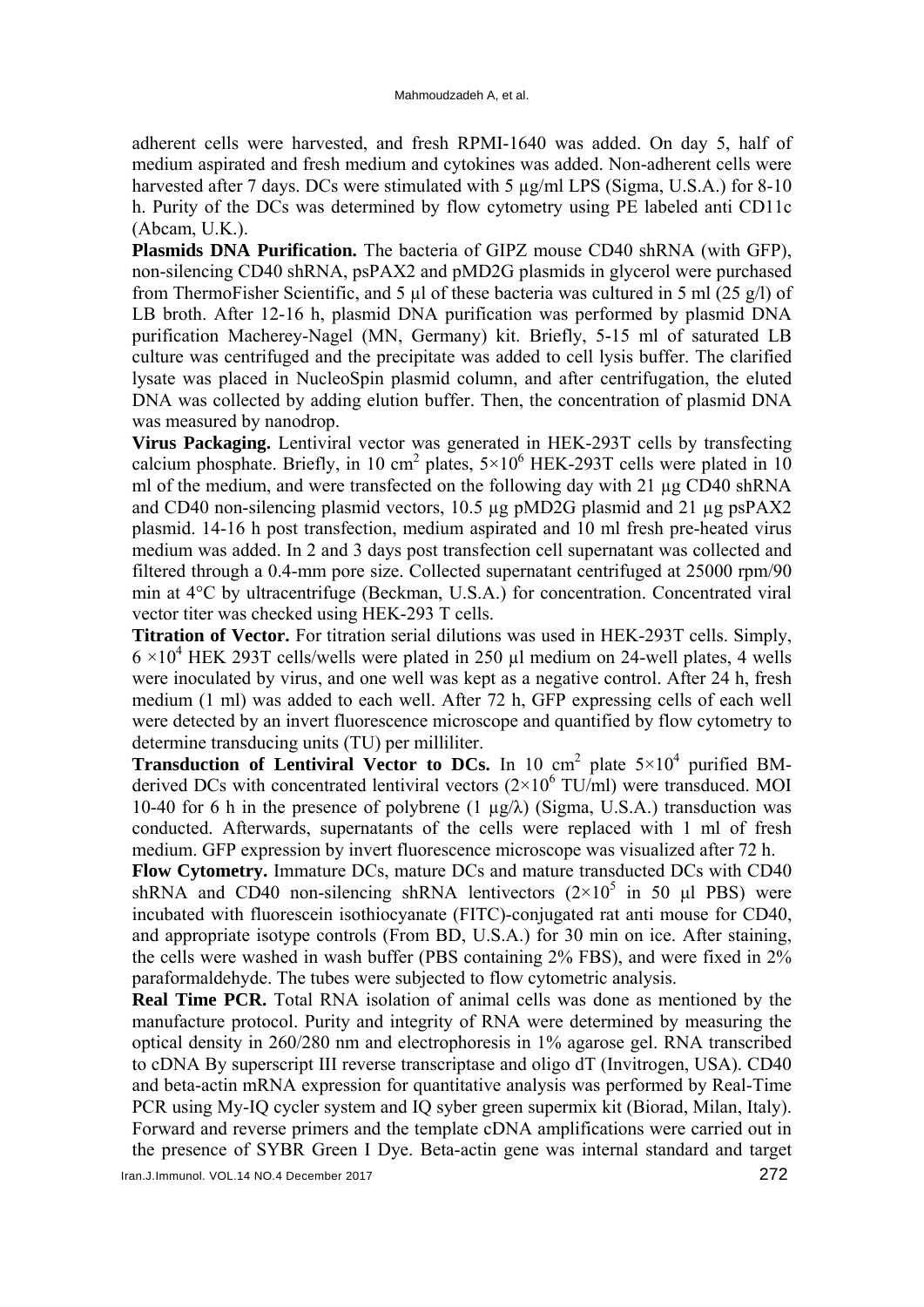adherent cells were harvested, and fresh RPMI-1640 was added. On day 5, half of medium aspirated and fresh medium and cytokines was added. Non-adherent cells were harvested after 7 days. DCs were stimulated with 5 µg/ml LPS (Sigma, U.S.A.) for 8-10 h. Purity of the DCs was determined by flow cytometry using PE labeled anti CD11c (Abcam, U.K.).

**Plasmids DNA Purification.** The bacteria of GIPZ mouse CD40 shRNA (with GFP), non-silencing CD40 shRNA, psPAX2 and pMD2G plasmids in glycerol were purchased from ThermoFisher Scientific, and 5 µl of these bacteria was cultured in 5 ml (25 g/l) of LB broth. After 12-16 h, plasmid DNA purification was performed by plasmid DNA purification Macherey-Nagel (MN, Germany) kit. Briefly, 5-15 ml of saturated LB culture was centrifuged and the precipitate was added to cell lysis buffer. The clarified lysate was placed in NucleoSpin plasmid column, and after centrifugation, the eluted DNA was collected by adding elution buffer. Then, the concentration of plasmid DNA was measured by nanodrop.

**Virus Packaging.** Lentiviral vector was generated in HEK-293T cells by transfecting calcium phosphate. Briefly, in 10 $cm^2$ plates, $5\times10^6$ HEK-293T cells were plated in 10 ml of the medium, and were transfected on the following day with 21 µg CD40 shRNA and CD40 non-silencing plasmid vectors, 10.5 µg pMD2G plasmid and 21 µg psPAX2 plasmid. 14-16 h post transfection, medium aspirated and 10 ml fresh pre-heated virus medium was added. In 2 and 3 days post transfection cell supernatant was collected and filtered through a 0.4-mm pore size. Collected supernatant centrifuged at 25000 rpm/90 min at 4°C by ultracentrifuge (Beckman, U.S.A.) for concentration. Concentrated viral vector titer was checked using HEK-293 T cells.

**Titration of Vector.** For titration serial dilutions was used in HEK-293T cells. Simply, $6\times10^4$ HEK 293T cells/wells were plated in 250 µl medium on 24-well plates, 4 wells were inoculated by virus, and one well was kept as a negative control. After 24 h, fresh medium (1 ml) was added to each well. After 72 h, GFP expressing cells of each well were detected by an invert fluorescence microscope and quantified by flow cytometry to determine transducing units (TU) per milliliter.

**Transduction of Lentiviral Vector to DCs.** In 10 $cm^2$ plate $5\times10^4$ purified BM-derived DCs with concentrated lentiviral vectors ($2\times10^6$ TU/ml) were transduced. MOI 10-40 for 6 h in the presence of polybrene (1 µg/λ) (Sigma, U.S.A.) transduction was conducted. Afterwards, supernatants of the cells were replaced with 1 ml of fresh medium. GFP expression by invert fluorescence microscope was visualized after 72 h.

**Flow Cytometry.** Immature DCs, mature DCs and mature transducted DCs with CD40 shRNA and CD40 non-silencing shRNA lentivectors ($2\times10^5$ in 50 µl PBS) were incubated with fluorescein isothiocyanate (FITC)-conjugated rat anti mouse for CD40, and appropriate isotype controls (From BD, U.S.A.) for 30 min on ice. After staining, the cells were washed in wash buffer (PBS containing 2% FBS), and were fixed in 2% paraformaldehyde. The tubes were subjected to flow cytometric analysis.

**Real Time PCR.** Total RNA isolation of animal cells was done as mentioned by the manufacture protocol. Purity and integrity of RNA were determined by measuring the optical density in 260/280 nm and electrophoresis in 1% agarose gel. RNA transcribed to cDNA By superscript III reverse transcriptase and oligo dT (Invitrogen, USA). CD40 and beta-actin mRNA expression for quantitative analysis was performed by Real-Time PCR using My-IQ cycler system and IQ syber green supermix kit (Biorad, Milan, Italy). Forward and reverse primers and the template cDNA amplifications were carried out in the presence of SYBR Green I Dye. Beta-actin gene was internal standard and target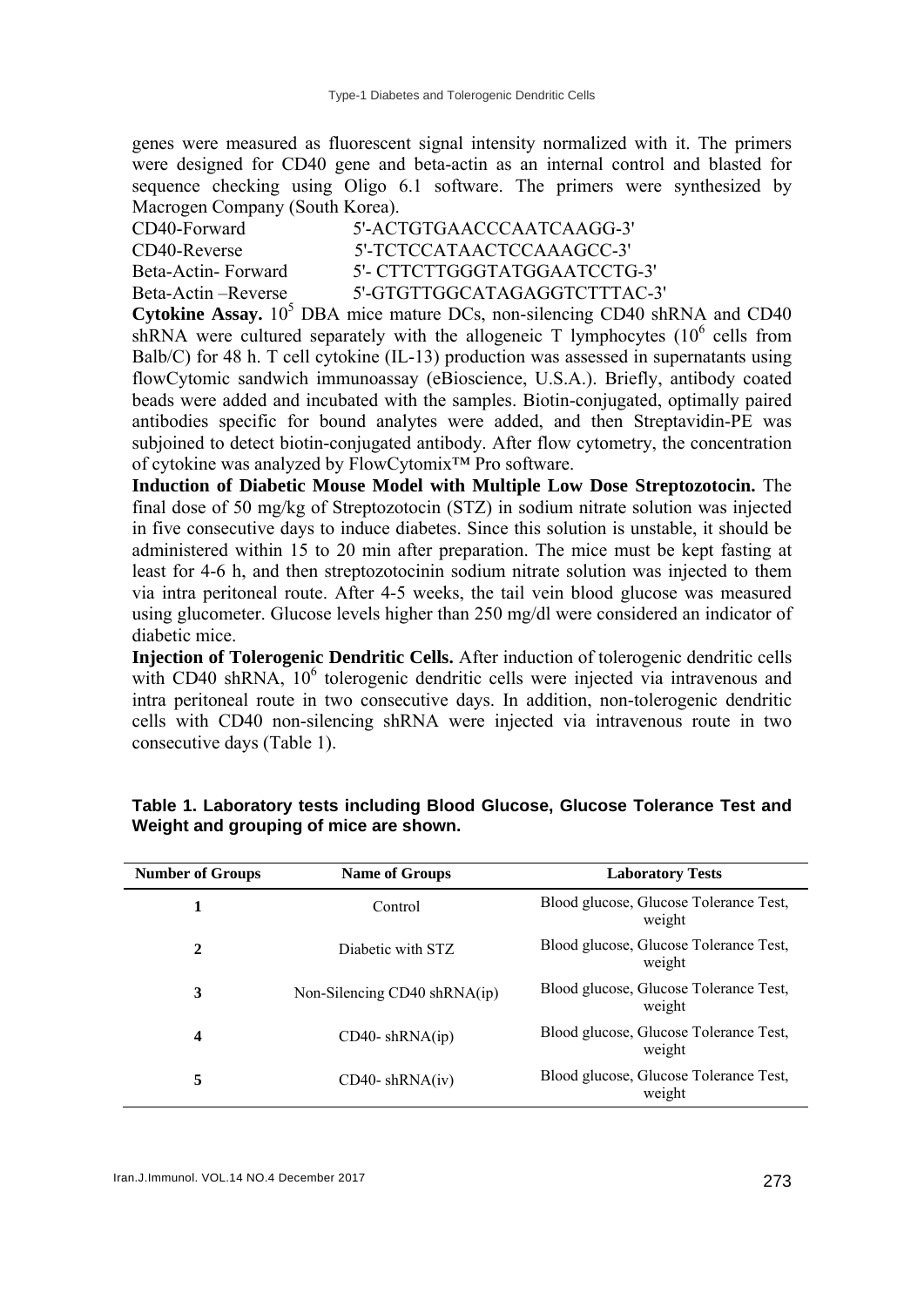genes were measured as fluorescent signal intensity normalized with it. The primers were designed for CD40 gene and beta-actin as an internal control and blasted for sequence checking using Oligo 6.1 software. The primers were synthesized by Macrogen Company (South Korea).

| | |
|---|---|
| CD40-Forward | 5'-ACTGTGAACCCAATCAAGG-3' |
| CD40-Reverse | 5'-TCTCCATAACTCCAAAGCC-3' |
| Beta-Actin- Forward | 5'- CTTCTTGGGTATGGAATCCTG-3' |
| Beta-Actin –Reverse | 5'-GTGTTGGCATAGAGGTCTTTAC-3' |

**Cytokine Assay.** $10^5$ DBA mice mature DCs, non-silencing CD40 shRNA and CD40 shRNA were cultured separately with the allogeneic T lymphocytes ($10^6$ cells from Balb/C) for 48 h. T cell cytokine (IL-13) production was assessed in supernatants using flowCytomic sandwich immunoassay (eBioscience, U.S.A.). Briefly, antibody coated beads were added and incubated with the samples. Biotin-conjugated, optimally paired antibodies specific for bound analytes were added, and then Streptavidin-PE was subjoined to detect biotin-conjugated antibody. After flow cytometry, the concentration of cytokine was analyzed by FlowCytomix™ Pro software.

**Induction of Diabetic Mouse Model with Multiple Low Dose Streptozotocin.** The final dose of 50 mg/kg of Streptozotocin (STZ) in sodium nitrate solution was injected in five consecutive days to induce diabetes. Since this solution is unstable, it should be administered within 15 to 20 min after preparation. The mice must be kept fasting at least for 4-6 h, and then streptozotocinin sodium nitrate solution was injected to them via intra peritoneal route. After 4-5 weeks, the tail vein blood glucose was measured using glucometer. Glucose levels higher than 250 mg/dl were considered an indicator of diabetic mice.

**Injection of Tolerogenic Dendritic Cells.** After induction of tolerogenic dendritic cells with CD40 shRNA, $10^6$ tolerogenic dendritic cells were injected via intravenous and intra peritoneal route in two consecutive days. In addition, non-tolerogenic dendritic cells with CD40 non-silencing shRNA were injected via intravenous route in two consecutive days (Table 1).

**Table 1. Laboratory tests including Blood Glucose, Glucose Tolerance Test and Weight and grouping of mice are shown.**

| Number of Groups | Name of Groups | Laboratory Tests |
|---|---|---|
| 1 | Control | Blood glucose, Glucose Tolerance Test, weight |
| 2 | Diabetic with STZ | Blood glucose, Glucose Tolerance Test, weight |
| 3 | Non-Silencing CD40 shRNA(ip) | Blood glucose, Glucose Tolerance Test, weight |
| 4 | CD40- shRNA(ip) | Blood glucose, Glucose Tolerance Test, weight |
| 5 | CD40- shRNA(iv) | Blood glucose, Glucose Tolerance Test, weight |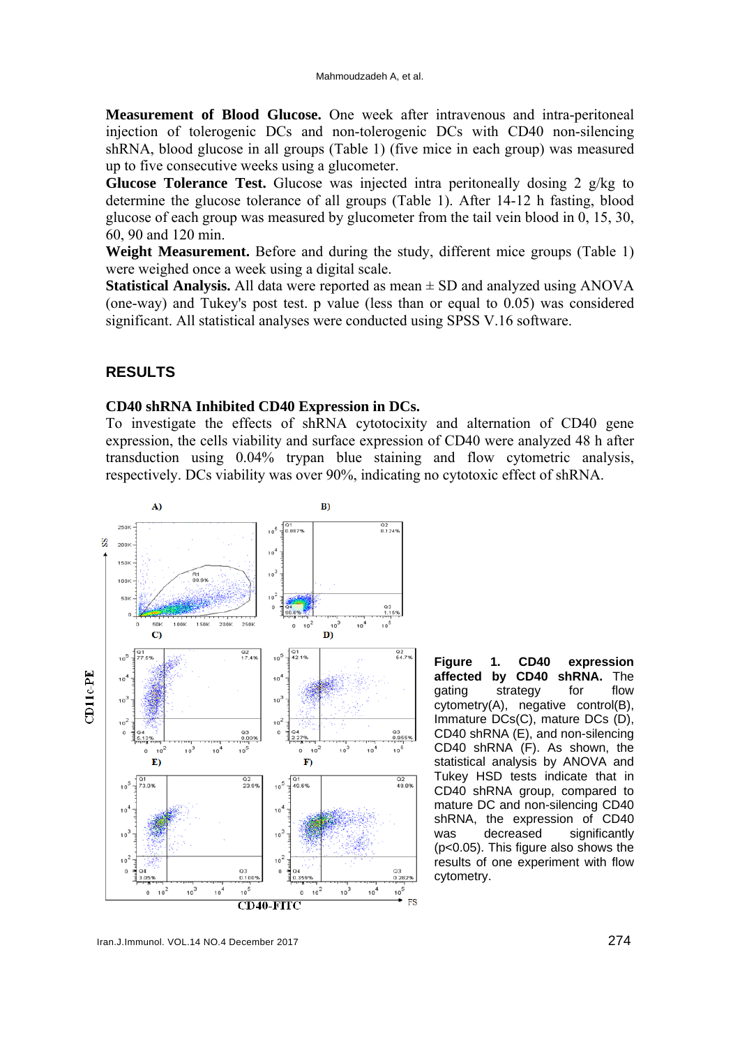**Measurement of Blood Glucose.** One week after intravenous and intra-peritoneal injection of tolerogenic DCs and non-tolerogenic DCs with CD40 non-silencing shRNA, blood glucose in all groups (Table 1) (five mice in each group) was measured up to five consecutive weeks using a glucometer.

**Glucose Tolerance Test.** Glucose was injected intra peritoneally dosing 2 g/kg to determine the glucose tolerance of all groups (Table 1). After 14-12 h fasting, blood glucose of each group was measured by glucometer from the tail vein blood in 0, 15, 30, 60, 90 and 120 min.

**Weight Measurement.** Before and during the study, different mice groups (Table 1) were weighed once a week using a digital scale.

**Statistical Analysis.** All data were reported as mean ± SD and analyzed using ANOVA (one-way) and Tukey's post test. p value (less than or equal to 0.05) was considered significant. All statistical analyses were conducted using SPSS V.16 software.

## RESULTS

### CD40 shRNA Inhibited CD40 Expression in DCs.

To investigate the effects of shRNA cytotocixity and alternation of CD40 gene expression, the cells viability and surface expression of CD40 were analyzed 48 h after transduction using 0.04% trypan blue staining and flow cytometric analysis, respectively. DCs viability was over 90%, indicating no cytotoxic effect of shRNA.

**Figure 1. CD40 expression affected by CD40 shRNA.** The gating strategy for flow cytometry(A), negative control(B), Immature DCs(C), mature DCs (D), CD40 shRNA (E), and non-silencing CD40 shRNA (F). As shown, the statistical analysis by ANOVA and Tukey HSD tests indicate that in CD40 shRNA group, compared to mature DC and non-silencing CD40 shRNA, the expression of CD40 was decreased significantly ($p<0.05$). This figure also shows the results of one experiment with flow cytometry.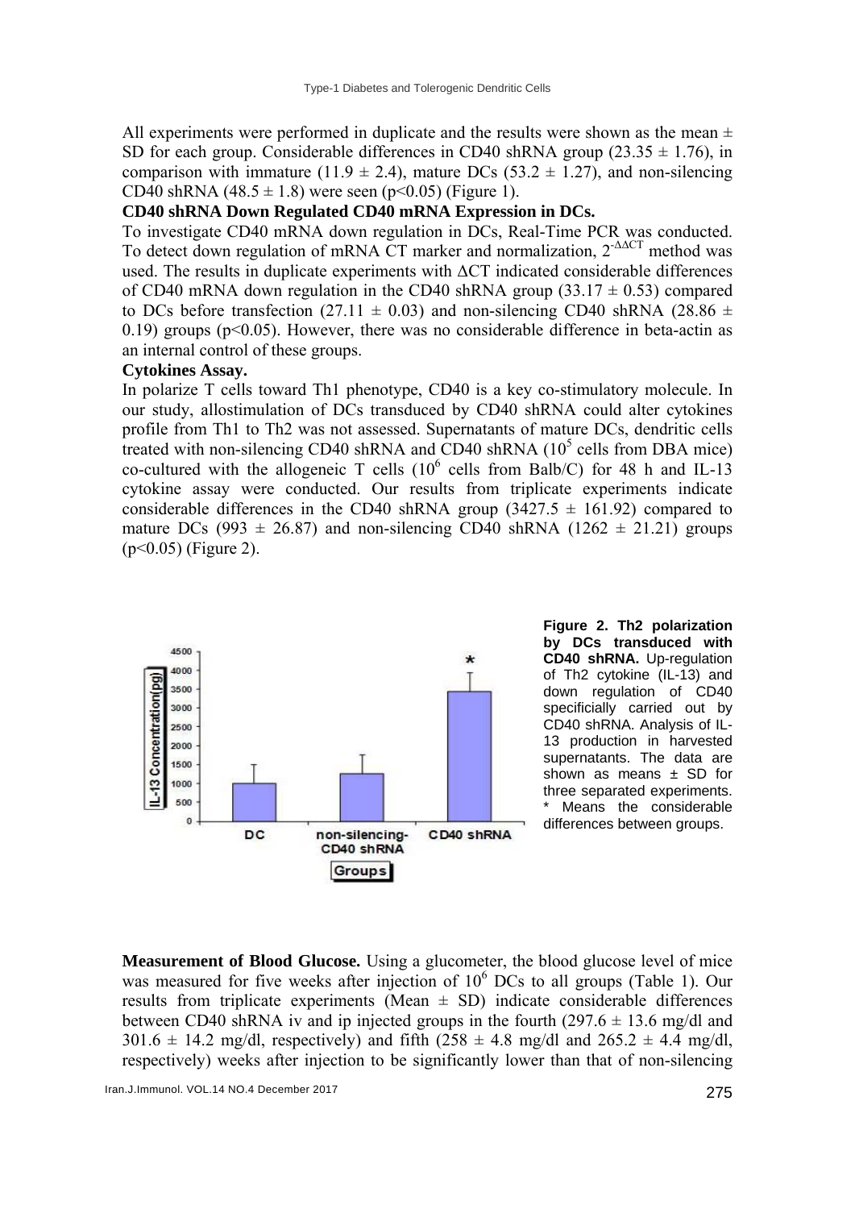All experiments were performed in duplicate and the results were shown as the mean ± SD for each group. Considerable differences in CD40 shRNA group (23.35 ± 1.76), in comparison with immature (11.9 ± 2.4), mature DCs (53.2 ± 1.27), and non-silencing CD40 shRNA (48.5 ± 1.8) were seen ($p<0.05$) (Figure 1).

**CD40 shRNA Down Regulated CD40 mRNA Expression in DCs.**

To investigate CD40 mRNA down regulation in DCs, Real-Time PCR was conducted. To detect down regulation of mRNA CT marker and normalization, $2^{-\Delta\Delta CT}$ method was used. The results in duplicate experiments with ΔCT indicated considerable differences of CD40 mRNA down regulation in the CD40 shRNA group (33.17 ± 0.53) compared to DCs before transfection (27.11 ± 0.03) and non-silencing CD40 shRNA (28.86 ± 0.19) groups ($p<0.05$). However, there was no considerable difference in beta-actin as an internal control of these groups.

**Cytokines Assay.**

In polarize T cells toward Th1 phenotype, CD40 is a key co-stimulatory molecule. In our study, allostimulation of DCs transduced by CD40 shRNA could alter cytokines profile from Th1 to Th2 was not assessed. Supernatants of mature DCs, dendritic cells treated with non-silencing CD40 shRNA and CD40 shRNA ($10^5$ cells from DBA mice) co-cultured with the allogeneic T cells ($10^6$ cells from Balb/C) for 48 h and IL-13 cytokine assay were conducted. Our results from triplicate experiments indicate considerable differences in the CD40 shRNA group (3427.5 ± 161.92) compared to mature DCs (993 ± 26.87) and non-silencing CD40 shRNA (1262 ± 21.21) groups ($p<0.05$) (Figure 2).

**Figure 2. Th2 polarization by DCs transduced with CD40 shRNA.** Up-regulation of Th2 cytokine (IL-13) and down regulation of CD40 specificially carried out by CD40 shRNA. Analysis of IL-13 production in harvested supernatants. The data are shown as means ± SD for three separated experiments. * Means the considerable differences between groups.

**Measurement of Blood Glucose.** Using a glucometer, the blood glucose level of mice was measured for five weeks after injection of $10^6$ DCs to all groups (Table 1). Our results from triplicate experiments (Mean ± SD) indicate considerable differences between CD40 shRNA iv and ip injected groups in the fourth (297.6 ± 13.6 mg/dl and 301.6 ± 14.2 mg/dl, respectively) and fifth (258 ± 4.8 mg/dl and 265.2 ± 4.4 mg/dl, respectively) weeks after injection to be significantly lower than that of non-silencing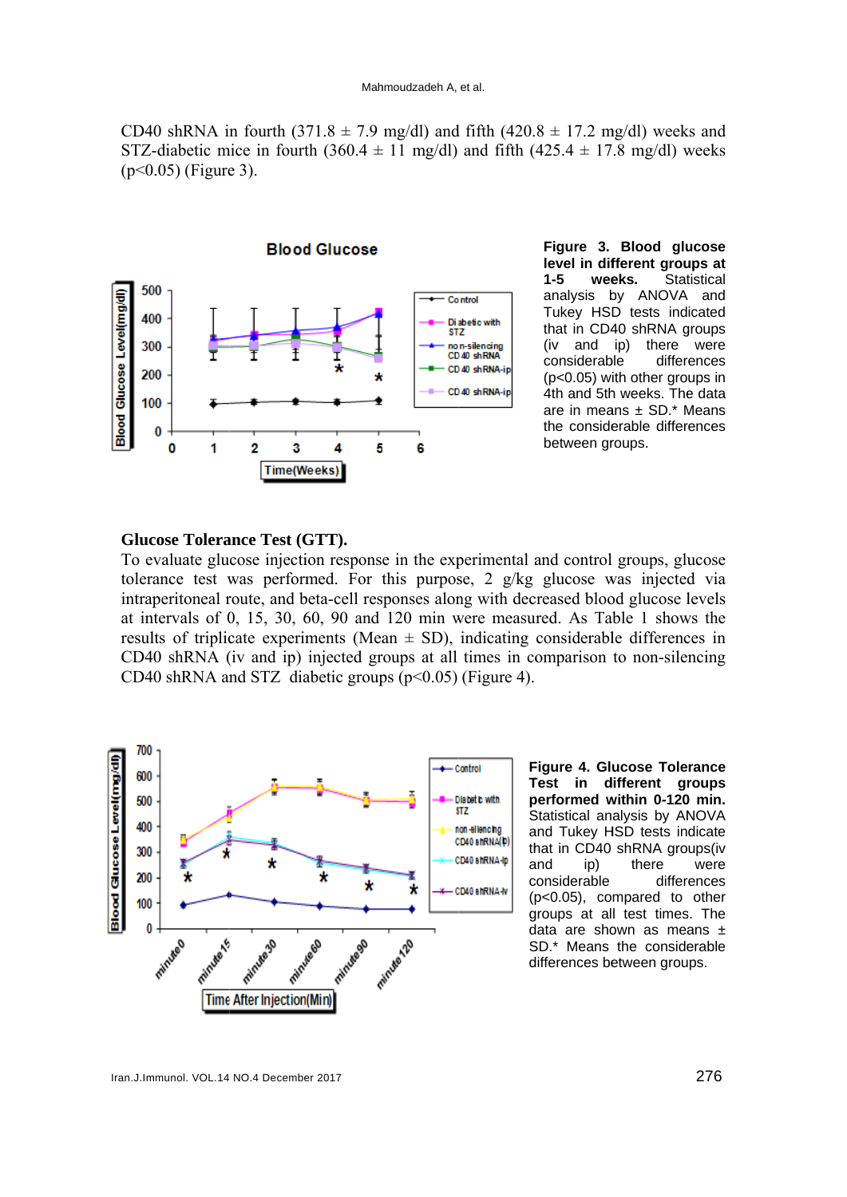CD40 shRNA in fourth (371.8 ± 7.9 mg/dl) and fifth (420.8 ± 17.2 mg/dl) weeks and STZ-diabetic mice in fourth (360.4 ± 11 mg/dl) and fifth (425.4 ± 17.8 mg/dl) weeks ($p<0.05$) (Figure 3).

**Figure 3. Blood glucose level in different groups at 1-5 weeks.** Statistical analysis by ANOVA and Tukey HSD tests indicated that in CD40 shRNA groups (iv and ip) there were considerable differences ($p<0.05$) with other groups in 4th and 5th weeks. The data are in means ± SD.* Means the considerable differences between groups.

### Glucose Tolerance Test (GTT).

To evaluate glucose injection response in the experimental and control groups, glucose tolerance test was performed. For this purpose, 2 g/kg glucose was injected via intraperitoneal route, and beta-cell responses along with decreased blood glucose levels at intervals of 0, 15, 30, 60, 90 and 120 min were measured. As Table 1 shows the results of triplicate experiments (Mean ± SD), indicating considerable differences in CD40 shRNA (iv and ip) injected groups at all times in comparison to non-silencing CD40 shRNA and STZ diabetic groups ($p<0.05$) (Figure 4).

**Figure 4. Glucose Tolerance Test in different groups performed within 0-120 min.** Statistical analysis by ANOVA and Tukey HSD tests indicate that in CD40 shRNA groups(iv and ip) there were considerable differences ($p<0.05$), compared to other groups at all test times. The data are shown as means ± SD.* Means the considerable differences between groups.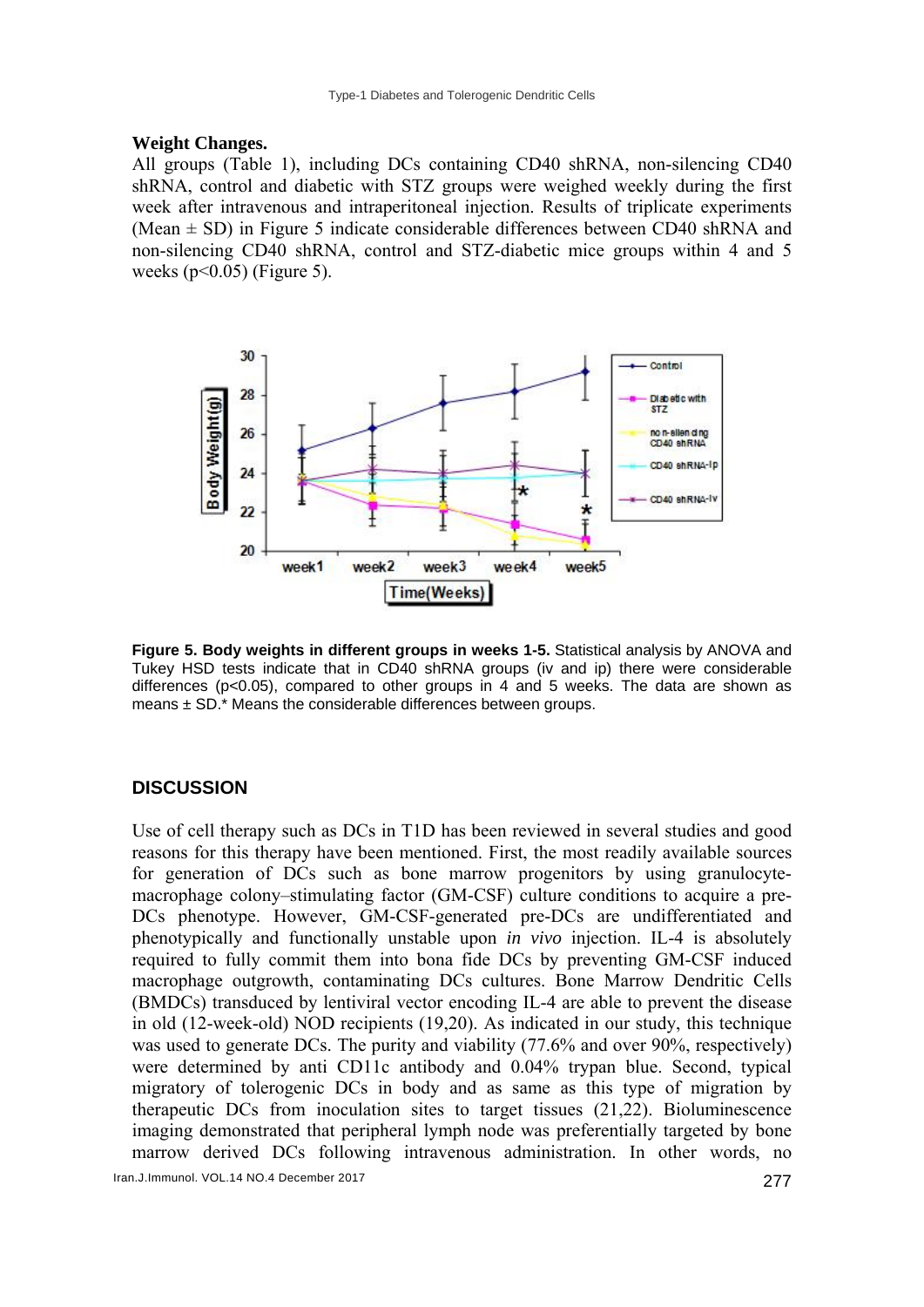**Weight Changes.**

All groups (Table 1), including DCs containing CD40 shRNA, non-silencing CD40 shRNA, control and diabetic with STZ groups were weighed weekly during the first week after intravenous and intraperitoneal injection. Results of triplicate experiments (Mean ± SD) in Figure 5 indicate considerable differences between CD40 shRNA and non-silencing CD40 shRNA, control and STZ-diabetic mice groups within 4 and 5 weeks ($p<0.05$) (Figure 5).

**Figure 5. Body weights in different groups in weeks 1-5.** Statistical analysis by ANOVA and Tukey HSD tests indicate that in CD40 shRNA groups (iv and ip) there were considerable differences ($p<0.05$), compared to other groups in 4 and 5 weeks. The data are shown as means ± SD.* Means the considerable differences between groups.

## DISCUSSION

Use of cell therapy such as DCs in T1D has been reviewed in several studies and good reasons for this therapy have been mentioned. First, the most readily available sources for generation of DCs such as bone marrow progenitors by using granulocyte-macrophage colony–stimulating factor (GM-CSF) culture conditions to acquire a pre-DCs phenotype. However, GM-CSF-generated pre-DCs are undifferentiated and phenotypically and functionally unstable upon *in vivo* injection. IL-4 is absolutely required to fully commit them into bona fide DCs by preventing GM-CSF induced macrophage outgrowth, contaminating DCs cultures. Bone Marrow Dendritic Cells (BMDCs) transduced by lentiviral vector encoding IL-4 are able to prevent the disease in old (12-week-old) NOD recipients (19,20). As indicated in our study, this technique was used to generate DCs. The purity and viability (77.6% and over 90%, respectively) were determined by anti CD11c antibody and 0.04% trypan blue. Second, typical migratory of tolerogenic DCs in body and as same as this type of migration by therapeutic DCs from inoculation sites to target tissues (21,22). Bioluminescence imaging demonstrated that peripheral lymph node was preferentially targeted by bone marrow derived DCs following intravenous administration. In other words, no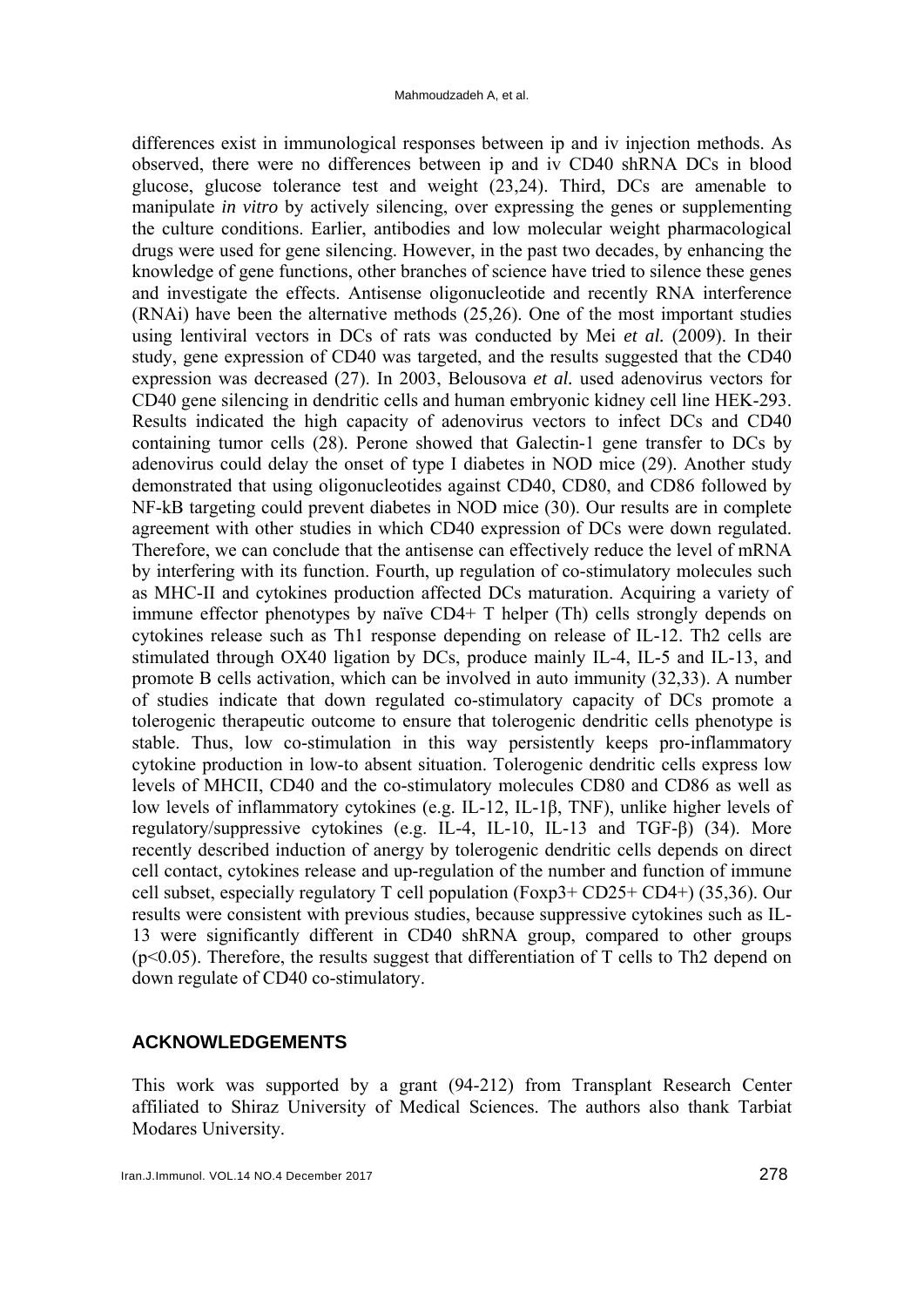differences exist in immunological responses between ip and iv injection methods. As observed, there were no differences between ip and iv CD40 shRNA DCs in blood glucose, glucose tolerance test and weight (23,24). Third, DCs are amenable to manipulate *in vitro* by actively silencing, over expressing the genes or supplementing the culture conditions. Earlier, antibodies and low molecular weight pharmacological drugs were used for gene silencing. However, in the past two decades, by enhancing the knowledge of gene functions, other branches of science have tried to silence these genes and investigate the effects. Antisense oligonucleotide and recently RNA interference (RNAi) have been the alternative methods (25,26). One of the most important studies using lentiviral vectors in DCs of rats was conducted by Mei *et al.* (2009). In their study, gene expression of CD40 was targeted, and the results suggested that the CD40 expression was decreased (27). In 2003, Belousova *et al.* used adenovirus vectors for CD40 gene silencing in dendritic cells and human embryonic kidney cell line HEK-293. Results indicated the high capacity of adenovirus vectors to infect DCs and CD40 containing tumor cells (28). Perone showed that Galectin-1 gene transfer to DCs by adenovirus could delay the onset of type I diabetes in NOD mice (29). Another study demonstrated that using oligonucleotides against CD40, CD80, and CD86 followed by NF-kB targeting could prevent diabetes in NOD mice (30). Our results are in complete agreement with other studies in which CD40 expression of DCs were down regulated. Therefore, we can conclude that the antisense can effectively reduce the level of mRNA by interfering with its function. Fourth, up regulation of co-stimulatory molecules such as MHC-II and cytokines production affected DCs maturation. Acquiring a variety of immune effector phenotypes by naïve CD4+ T helper (Th) cells strongly depends on cytokines release such as Th1 response depending on release of IL-12. Th2 cells are stimulated through OX40 ligation by DCs, produce mainly IL-4, IL-5 and IL-13, and promote B cells activation, which can be involved in auto immunity (32,33). A number of studies indicate that down regulated co-stimulatory capacity of DCs promote a tolerogenic therapeutic outcome to ensure that tolerogenic dendritic cells phenotype is stable. Thus, low co-stimulation in this way persistently keeps pro-inflammatory cytokine production in low-to absent situation. Tolerogenic dendritic cells express low levels of MHCII, CD40 and the co-stimulatory molecules CD80 and CD86 as well as low levels of inflammatory cytokines (e.g. IL-12, IL-1β, TNF), unlike higher levels of regulatory/suppressive cytokines (e.g. IL-4, IL-10, IL-13 and TGF-β) (34). More recently described induction of anergy by tolerogenic dendritic cells depends on direct cell contact, cytokines release and up-regulation of the number and function of immune cell subset, especially regulatory T cell population (Foxp3+ CD25+ CD4+) (35,36). Our results were consistent with previous studies, because suppressive cytokines such as IL-13 were significantly different in CD40 shRNA group, compared to other groups ($p<0.05$). Therefore, the results suggest that differentiation of T cells to Th2 depend on down regulate of CD40 co-stimulatory.

## ACKNOWLEDGEMENTS

This work was supported by a grant (94-212) from Transplant Research Center affiliated to Shiraz University of Medical Sciences. The authors also thank Tarbiat Modares University.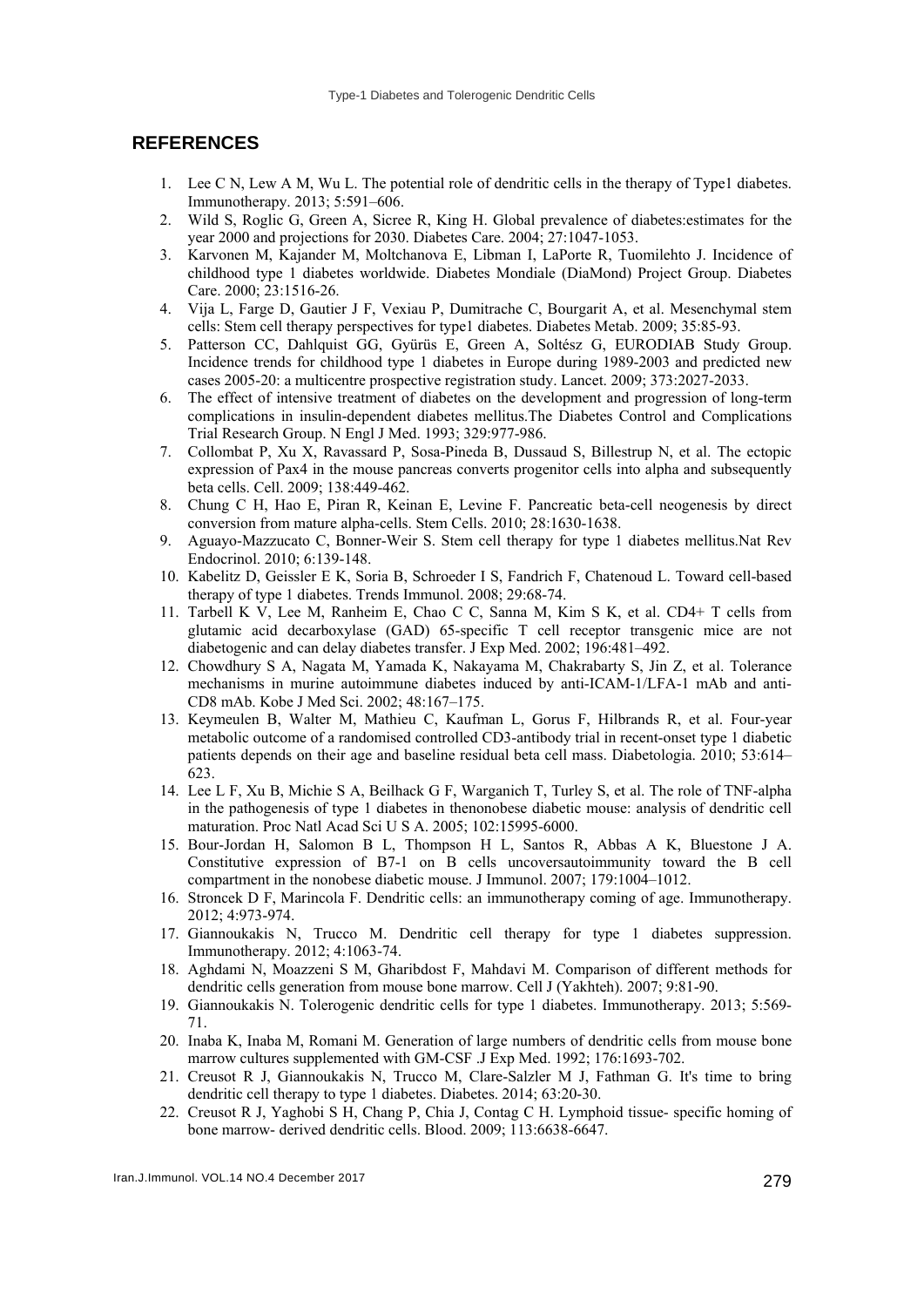## REFERENCES

1. Lee C N, Lew A M, Wu L. The potential role of dendritic cells in the therapy of Type1 diabetes. Immunotherapy. 2013; 5:591–606.
2. Wild S, Roglic G, Green A, Sicree R, King H. Global prevalence of diabetes:estimates for the year 2000 and projections for 2030. Diabetes Care. 2004; 27:1047-1053.
3. Karvonen M, Kajander M, Moltchanova E, Libman I, LaPorte R, Tuomilehto J. Incidence of childhood type 1 diabetes worldwide. Diabetes Mondiale (DiaMond) Project Group. Diabetes Care. 2000; 23:1516-26.
4. Vija L, Farge D, Gautier J F, Vexiau P, Dumitrache C, Bourgarit A, et al. Mesenchymal stem cells: Stem cell therapy perspectives for type1 diabetes. Diabetes Metab. 2009; 35:85-93.
5. Patterson CC, Dahlquist GG, Gyürüs E, Green A, Soltész G, EURODIAB Study Group. Incidence trends for childhood type 1 diabetes in Europe during 1989-2003 and predicted new cases 2005-20: a multicentre prospective registration study. Lancet. 2009; 373:2027-2033.
6. The effect of intensive treatment of diabetes on the development and progression of long-term complications in insulin-dependent diabetes mellitus.The Diabetes Control and Complications Trial Research Group. N Engl J Med. 1993; 329:977-986.
7. Collombat P, Xu X, Ravassard P, Sosa-Pineda B, Dussaud S, Billestrup N, et al. The ectopic expression of Pax4 in the mouse pancreas converts progenitor cells into alpha and subsequently beta cells. Cell. 2009; 138:449-462.
8. Chung C H, Hao E, Piran R, Keinan E, Levine F. Pancreatic beta-cell neogenesis by direct conversion from mature alpha-cells. Stem Cells. 2010; 28:1630-1638.
9. Aguayo-Mazzucato C, Bonner-Weir S. Stem cell therapy for type 1 diabetes mellitus.Nat Rev Endocrinol. 2010; 6:139-148.
10. Kabelitz D, Geissler E K, Soria B, Schroeder I S, Fandrich F, Chatenoud L. Toward cell-based therapy of type 1 diabetes. Trends Immunol. 2008; 29:68-74.
11. Tarbell K V, Lee M, Ranheim E, Chao C C, Sanna M, Kim S K, et al. CD4+ T cells from glutamic acid decarboxylase (GAD) 65-specific T cell receptor transgenic mice are not diabetogenic and can delay diabetes transfer. J Exp Med. 2002; 196:481–492.
12. Chowdhury S A, Nagata M, Yamada K, Nakayama M, Chakrabarty S, Jin Z, et al. Tolerance mechanisms in murine autoimmune diabetes induced by anti-ICAM-1/LFA-1 mAb and anti-CD8 mAb. Kobe J Med Sci. 2002; 48:167–175.
13. Keymeulen B, Walter M, Mathieu C, Kaufman L, Gorus F, Hilbrands R, et al. Four-year metabolic outcome of a randomised controlled CD3-antibody trial in recent-onset type 1 diabetic patients depends on their age and baseline residual beta cell mass. Diabetologia. 2010; 53:614–623.
14. Lee L F, Xu B, Michie S A, Beilhack G F, Warganich T, Turley S, et al. The role of TNF-alpha in the pathogenesis of type 1 diabetes in thenonobese diabetic mouse: analysis of dendritic cell maturation. Proc Natl Acad Sci U S A. 2005; 102:15995-6000.
15. Bour-Jordan H, Salomon B L, Thompson H L, Santos R, Abbas A K, Bluestone J A. Constitutive expression of B7-1 on B cells uncoversautoimmunity toward the B cell compartment in the nonobese diabetic mouse. J Immunol. 2007; 179:1004–1012.
16. Stroncek D F, Marincola F. Dendritic cells: an immunotherapy coming of age. Immunotherapy. 2012; 4:973-974.
17. Giannoukakis N, Trucco M. Dendritic cell therapy for type 1 diabetes suppression. Immunotherapy. 2012; 4:1063-74.
18. Aghdami N, Moazzeni S M, Gharibdost F, Mahdavi M. Comparison of different methods for dendritic cells generation from mouse bone marrow. Cell J (Yakhteh). 2007; 9:81-90.
19. Giannoukakis N. Tolerogenic dendritic cells for type 1 diabetes. Immunotherapy. 2013; 5:569-71.
20. Inaba K, Inaba M, Romani M. Generation of large numbers of dendritic cells from mouse bone marrow cultures supplemented with GM-CSF .J Exp Med. 1992; 176:1693-702.
21. Creusot R J, Giannoukakis N, Trucco M, Clare-Salzler M J, Fathman G. It's time to bring dendritic cell therapy to type 1 diabetes. Diabetes. 2014; 63:20-30.
22. Creusot R J, Yaghobi S H, Chang P, Chia J, Contag C H. Lymphoid tissue- specific homing of bone marrow- derived dendritic cells. Blood. 2009; 113:6638-6647.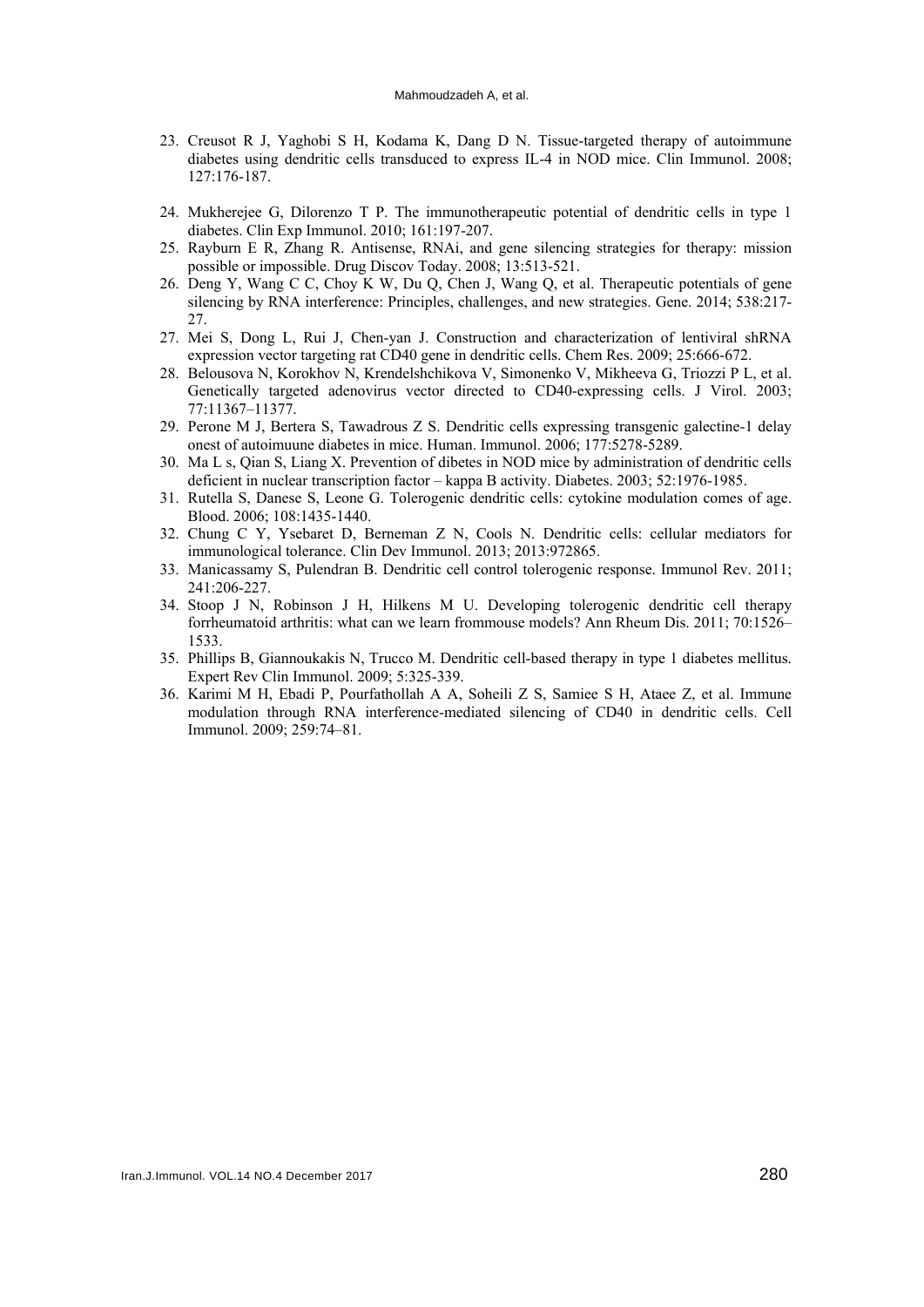23. Creusot R J, Yaghobi S H, Kodama K, Dang D N. Tissue-targeted therapy of autoimmune diabetes using dendritic cells transduced to express IL-4 in NOD mice. Clin Immunol. 2008; 127:176-187.
24. Mukherejee G, Dilorenzo T P. The immunotherapeutic potential of dendritic cells in type 1 diabetes. Clin Exp Immunol. 2010; 161:197-207.
25. Rayburn E R, Zhang R. Antisense, RNAi, and gene silencing strategies for therapy: mission possible or impossible. Drug Discov Today. 2008; 13:513-521.
26. Deng Y, Wang C C, Choy K W, Du Q, Chen J, Wang Q, et al. Therapeutic potentials of gene silencing by RNA interference: Principles, challenges, and new strategies. Gene. 2014; 538:217-27.
27. Mei S, Dong L, Rui J, Chen-yan J. Construction and characterization of lentiviral shRNA expression vector targeting rat CD40 gene in dendritic cells. Chem Res. 2009; 25:666-672.
28. Belousova N, Korokhov N, Krendelshchikova V, Simonenko V, Mikheeva G, Triozzi P L, et al. Genetically targeted adenovirus vector directed to CD40-expressing cells. J Virol. 2003; 77:11367–11377.
29. Perone M J, Bertera S, Tawadrous Z S. Dendritic cells expressing transgenic galectine-1 delay onest of autoimuune diabetes in mice. Human. Immunol. 2006; 177:5278-5289.
30. Ma L s, Qian S, Liang X. Prevention of dibetes in NOD mice by administration of dendritic cells deficient in nuclear transcription factor – kappa B activity. Diabetes. 2003; 52:1976-1985.
31. Rutella S, Danese S, Leone G. Tolerogenic dendritic cells: cytokine modulation comes of age. Blood. 2006; 108:1435-1440.
32. Chung C Y, Ysebaret D, Berneman Z N, Cools N. Dendritic cells: cellular mediators for immunological tolerance. Clin Dev Immunol. 2013; 2013:972865.
33. Manicassamy S, Pulendran B. Dendritic cell control tolerogenic response. Immunol Rev. 2011; 241:206-227.
34. Stoop J N, Robinson J H, Hilkens M U. Developing tolerogenic dendritic cell therapy forrheumatoid arthritis: what can we learn frommouse models? Ann Rheum Dis. 2011; 70:1526–1533.
35. Phillips B, Giannoukakis N, Trucco M. Dendritic cell-based therapy in type 1 diabetes mellitus. Expert Rev Clin Immunol. 2009; 5:325-339.
36. Karimi M H, Ebadi P, Pourfathollah A A, Soheili Z S, Samiee S H, Ataee Z, et al. Immune modulation through RNA interference-mediated silencing of CD40 in dendritic cells. Cell Immunol. 2009; 259:74–81.